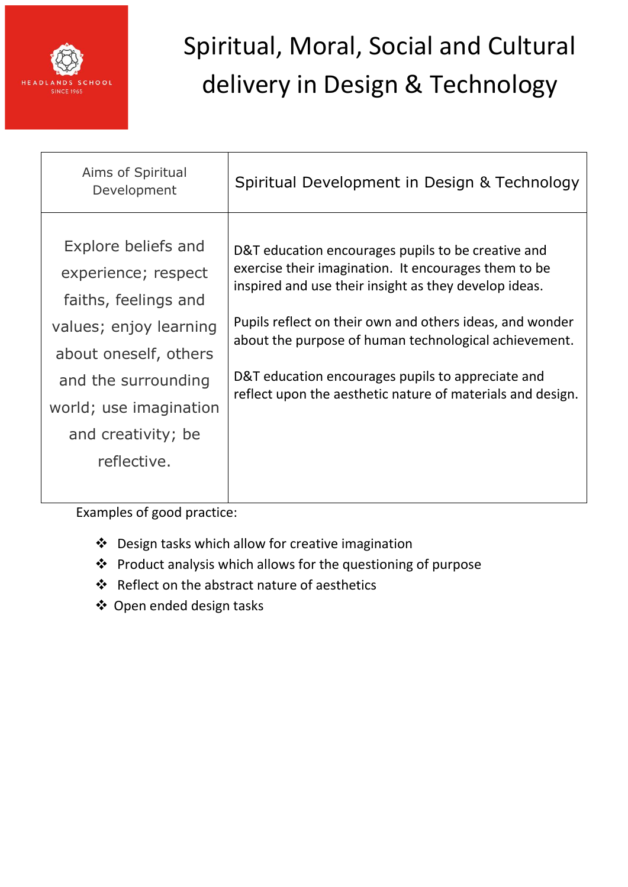HEADLANDS SCHOOL
SINCE 1965

# Spiritual, Moral, Social and Cultural delivery in Design & Technology

| Aims of Spiritual Development | Spiritual Development in Design & Technology |
|---|---|
| Explore beliefs and experience; respect faiths, feelings and values; enjoy learning about oneself, others and the surrounding world; use imagination and creativity; be reflective. | D&T education encourages pupils to be creative and exercise their imagination. It encourages them to be inspired and use their insight as they develop ideas.<br><br>Pupils reflect on their own and others ideas, and wonder about the purpose of human technological achievement.<br><br>D&T education encourages pupils to appreciate and reflect upon the aesthetic nature of materials and design. |

Examples of good practice:

- Design tasks which allow for creative imagination
- Product analysis which allows for the questioning of purpose
- Reflect on the abstract nature of aesthetics
- Open ended design tasks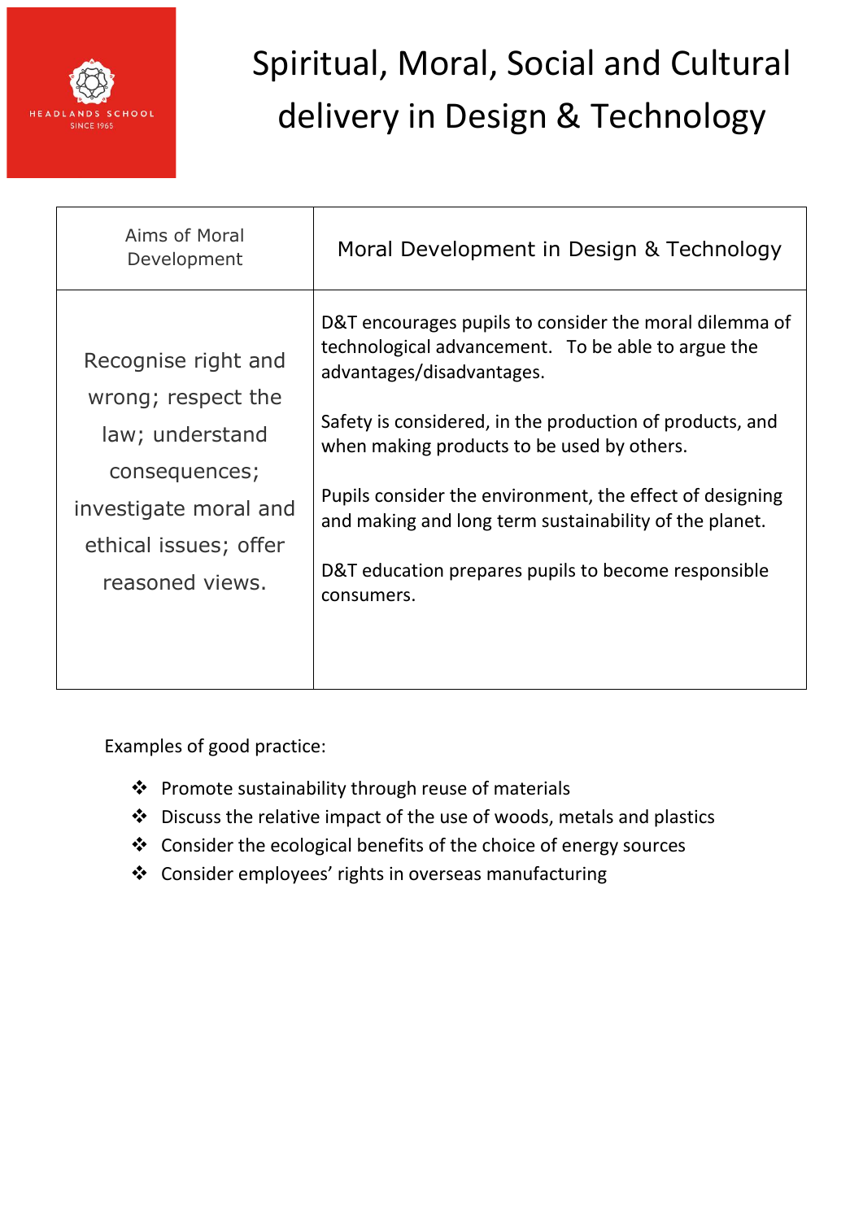# Spiritual, Moral, Social and Cultural delivery in Design & Technology

| Aims of Moral Development | Moral Development in Design & Technology |
| --- | --- |
| Recognise right and wrong; respect the law; understand consequences; investigate moral and ethical issues; offer reasoned views. | D&T encourages pupils to consider the moral dilemma of technological advancement. To be able to argue the advantages/disadvantages.<br><br>Safety is considered, in the production of products, and when making products to be used by others.<br><br>Pupils consider the environment, the effect of designing and making and long term sustainability of the planet.<br><br>D&T education prepares pupils to become responsible consumers. |

Examples of good practice:

- Promote sustainability through reuse of materials
- Discuss the relative impact of the use of woods, metals and plastics
- Consider the ecological benefits of the choice of energy sources
- Consider employees' rights in overseas manufacturing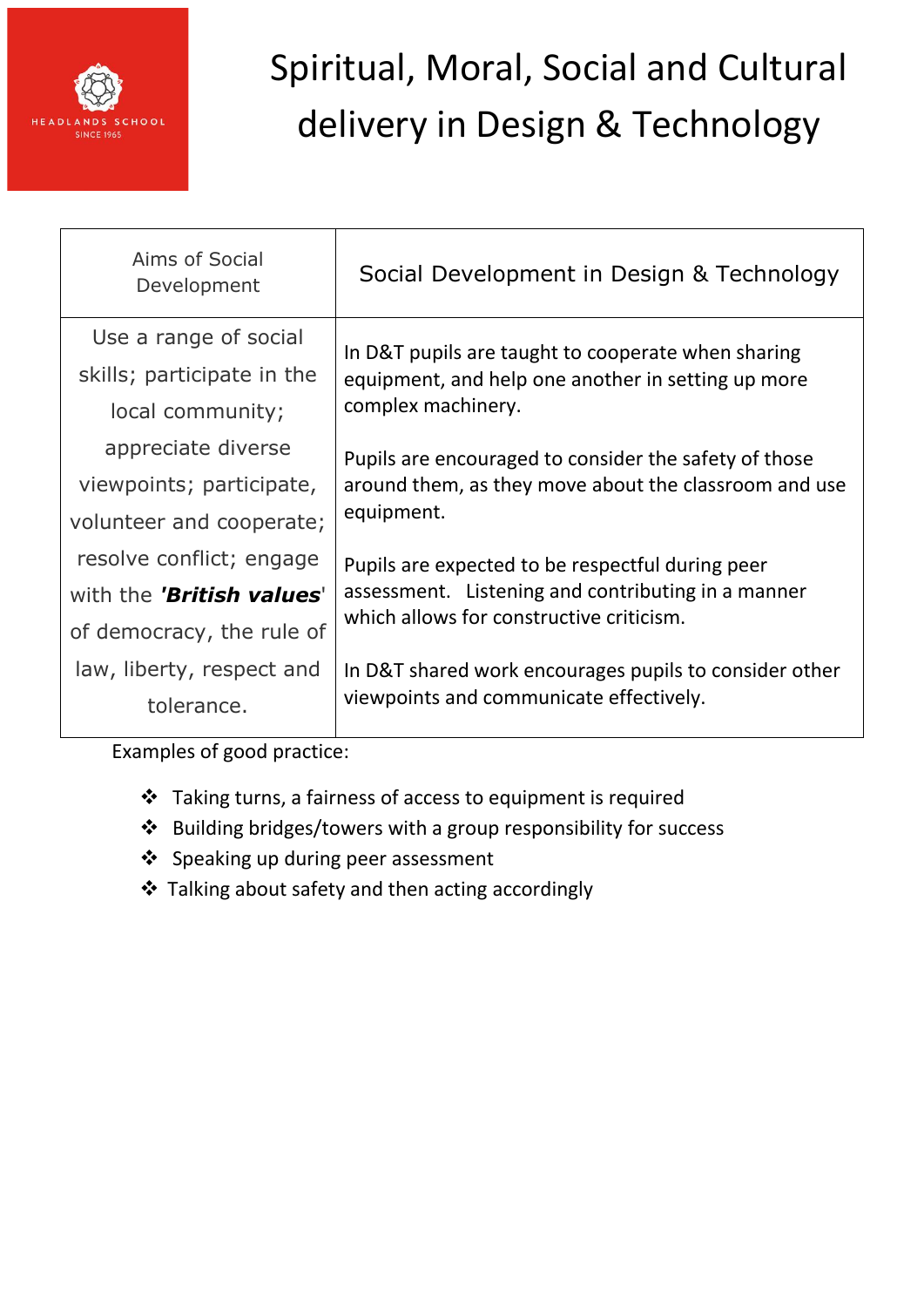# Spiritual, Moral, Social and Cultural delivery in Design & Technology

| Aims of Social Development | Social Development in Design & Technology |
|---|---|
| Use a range of social skills; participate in the local community; appreciate diverse viewpoints; participate, volunteer and cooperate; resolve conflict; engage with the ***'British values'*** of democracy, the rule of law, liberty, respect and tolerance. | In D&T pupils are taught to cooperate when sharing equipment, and help one another in setting up more complex machinery.<br><br>Pupils are encouraged to consider the safety of those around them, as they move about the classroom and use equipment.<br><br>Pupils are expected to be respectful during peer assessment. Listening and contributing in a manner which allows for constructive criticism.<br><br>In D&T shared work encourages pupils to consider other viewpoints and communicate effectively. |

Examples of good practice:

- Taking turns, a fairness of access to equipment is required
- Building bridges/towers with a group responsibility for success
- Speaking up during peer assessment
- Talking about safety and then acting accordingly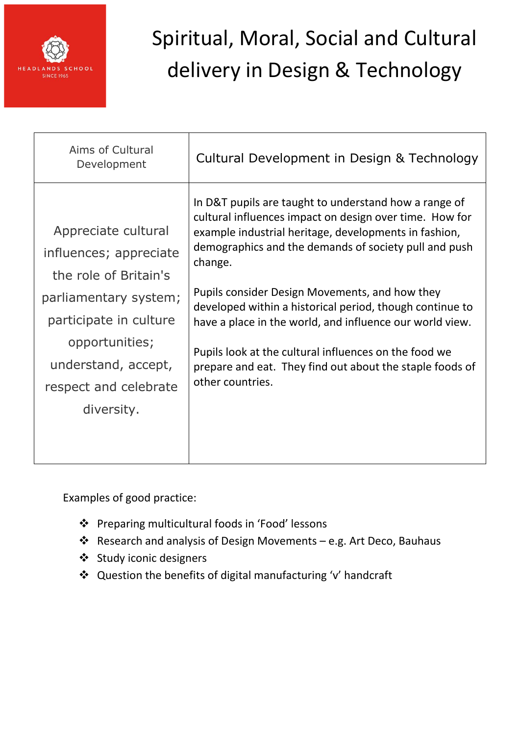# Spiritual, Moral, Social and Cultural delivery in Design & Technology

| Aims of Cultural Development | Cultural Development in Design & Technology |
|---|---|
| Appreciate cultural influences; appreciate the role of Britain's parliamentary system; participate in culture opportunities; understand, accept, respect and celebrate diversity. | In D&T pupils are taught to understand how a range of cultural influences impact on design over time. How for example industrial heritage, developments in fashion, demographics and the demands of society pull and push change.<br><br>Pupils consider Design Movements, and how they developed within a historical period, though continue to have a place in the world, and influence our world view.<br><br>Pupils look at the cultural influences on the food we prepare and eat. They find out about the staple foods of other countries. |

Examples of good practice:

- Preparing multicultural foods in 'Food' lessons
- Research and analysis of Design Movements – e.g. Art Deco, Bauhaus
- Study iconic designers
- Question the benefits of digital manufacturing 'v' handcraft